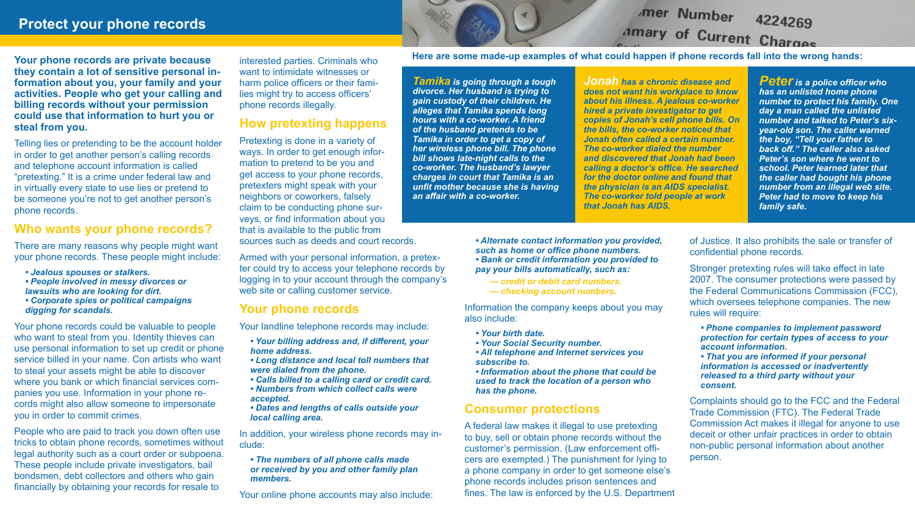# Protect your phone records

**Your phone records are private because they contain a lot of sensitive personal information about you, your family and your activities. People who get your calling and billing records without your permission could use that information to hurt you or steal from you.**

Telling lies or pretending to be the account holder in order to get another person's calling records and telephone account information is called "pretexting." It is a crime under federal law and in virtually every state to use lies or pretend to be someone you're not to get another person's phone records.

## Who wants your phone records?

There are many reasons why people might want your phone records. These people might include:

- *Jealous spouses or stalkers.*
- *People involved in messy divorces or lawsuits who are looking for dirt.*
- *Corporate spies or political campaigns digging for scandals.*

Your phone records could be valuable to people who want to steal from you. Identity thieves can use personal information to set up credit or phone service billed in your name. Con artists who want to steal your assets might be able to discover where you bank or which financial services companies you use. Information in your phone records might also allow someone to impersonate you in order to commit crimes.

People who are paid to track you down often use tricks to obtain phone records, sometimes without legal authority such as a court order or subpoena. These people include private investigators, bail bondsmen, debt collectors and others who gain financially by obtaining your records for resale to interested parties. Criminals who want to intimidate witnesses or harm police officers or their families might try to access officers' phone records illegally.

## How pretexting happens

Pretexting is done in a variety of ways. In order to get enough information to pretend to be you and get access to your phone records, pretexters might speak with your neighbors or coworkers, falsely claim to be conducting phone surveys, or find information about you that is available to the public from sources such as deeds and court records.

Armed with your personal information, a pretexter could try to access your telephone records by logging in to your account through the company's web site or calling customer service.

## Your phone records

Your landline telephone records may include:

- *Your billing address and, if different, your home address.*
- *Long distance and local toll numbers that were dialed from the phone.*
- *Calls billed to a calling card or credit card.*
- *Numbers from which collect calls were accepted.*
- *Dates and lengths of calls outside your local calling area.*

In addition, your wireless phone records may include:

- *The numbers of all phone calls made or received by you and other family plan members.*

Your online phone accounts may also include:

- *Alternate contact information you provided, such as home or office phone numbers.*
- *Bank or credit information you provided to pay your bills automatically, such as:*
  - *— credit or debit card numbers.*
  - *— checking account numbers.*

Information the company keeps about you may also include:

- *Your birth date.*
- *Your Social Security number.*
- *All telephone and Internet services you subscribe to.*
- *Information about the phone that could be used to track the location of a person who has the phone.*

## Consumer protections

A federal law makes it illegal to use pretexting to buy, sell or obtain phone records without the customer's permission. (Law enforcement officers are exempted.) The punishment for lying to a phone company in order to get someone else's phone records includes prison sentences and fines. The law is enforced by the U.S. Department of Justice. It also prohibits the sale or transfer of confidential phone records.

Stronger pretexting rules will take effect in late 2007. The consumer protections were passed by the Federal Communications Commission (FCC), which oversees telephone companies. The new rules will require:

- *Phone companies to implement password protection for certain types of access to your account information.*
- *That you are informed if your personal information is accessed or inadvertently released to a third party without your consent.*

Complaints should go to the FCC and the Federal Trade Commission (FTC). The Federal Trade Commission Act makes it illegal for anyone to use deceit or other unfair practices in order to obtain non-public personal information about another person.

**Here are some made-up examples of what could happen if phone records fall into the wrong hands:**

***Tamika** is going through a tough divorce. Her husband is trying to gain custody of their children. He alleges that Tamika spends long hours with a co-worker. A friend of the husband pretends to be Tamika in order to get a copy of her wireless phone bill. The phone bill shows late-night calls to the co-worker. The husband's lawyer charges in court that Tamika is an unfit mother because she is having an affair with a co-worker.*

***Jonah** has a chronic disease and does not want his workplace to know about his illness. A jealous co-worker hired a private investigator to get copies of Jonah's cell phone bills. On the bills, the co-worker noticed that Jonah often called a certain number. The co-worker dialed the number and discovered that Jonah had been calling a doctor's office. He searched for the doctor online and found that the physician is an AIDS specialist. The co-worker told people at work that Jonah has AIDS.*

***Peter** is a police officer who has an unlisted home phone number to protect his family. One day a man called the unlisted number and talked to Peter's six-year-old son. The caller warned the boy, "Tell your father to back off." The caller also asked Peter's son where he went to school. Peter learned later that the caller had bought his phone number from an illegal web site. Peter had to move to keep his family safe.*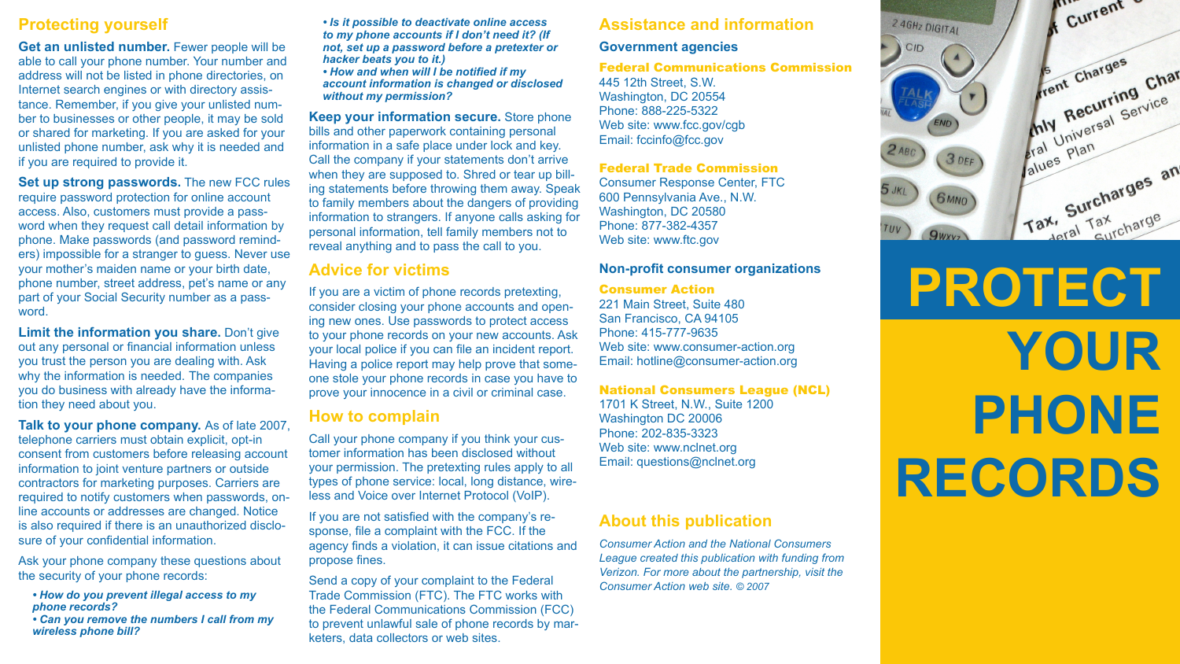## Protecting yourself

**Get an unlisted number.** Fewer people will be able to call your phone number. Your number and address will not be listed in phone directories, on Internet search engines or with directory assistance. Remember, if you give your unlisted number to businesses or other people, it may be sold or shared for marketing. If you are asked for your unlisted phone number, ask why it is needed and if you are required to provide it.

**Set up strong passwords.** The new FCC rules require password protection for online account access. Also, customers must provide a password when they request call detail information by phone. Make passwords (and password reminders) impossible for a stranger to guess. Never use your mother's maiden name or your birth date, phone number, street address, pet's name or any part of your Social Security number as a password.

**Limit the information you share.** Don't give out any personal or financial information unless you trust the person you are dealing with. Ask why the information is needed. The companies you do business with already have the information they need about you.

**Talk to your phone company.** As of late 2007, telephone carriers must obtain explicit, opt-in consent from customers before releasing account information to joint venture partners or outside contractors for marketing purposes. Carriers are required to notify customers when passwords, online accounts or addresses are changed. Notice is also required if there is an unauthorized disclosure of your confidential information.

Ask your phone company these questions about the security of your phone records:

- ***How do you prevent illegal access to my phone records?***
- ***Can you remove the numbers I call from my wireless phone bill?***
- ***Is it possible to deactivate online access to my phone accounts if I don't need it? (If not, set up a password before a pretexter or hacker beats you to it.)***
- ***How and when will I be notified if my account information is changed or disclosed without my permission?***

**Keep your information secure.** Store phone bills and other paperwork containing personal information in a safe place under lock and key. Call the company if your statements don't arrive when they are supposed to. Shred or tear up billing statements before throwing them away. Speak to family members about the dangers of providing information to strangers. If anyone calls asking for personal information, tell family members not to reveal anything and to pass the call to you.

## Advice for victims

If you are a victim of phone records pretexting, consider closing your phone accounts and opening new ones. Use passwords to protect access to your phone records on your new accounts. Ask your local police if you can file an incident report. Having a police report may help prove that someone stole your phone records in case you have to prove your innocence in a civil or criminal case.

## How to complain

Call your phone company if you think your customer information has been disclosed without your permission. The pretexting rules apply to all types of phone service: local, long distance, wireless and Voice over Internet Protocol (VoIP).

If you are not satisfied with the company's response, file a complaint with the FCC. If the agency finds a violation, it can issue citations and propose fines.

Send a copy of your complaint to the Federal Trade Commission (FTC). The FTC works with the Federal Communications Commission (FCC) to prevent unlawful sale of phone records by marketers, data collectors or web sites.

## Assistance and information

### Government agencies

**Federal Communications Commission**
445 12th Street, S.W.
Washington, DC 20554
Phone: 888-225-5322
Web site: www.fcc.gov/cgb
Email: fccinfo@fcc.gov

**Federal Trade Commission**
Consumer Response Center, FTC
600 Pennsylvania Ave., N.W.
Washington, DC 20580
Phone: 877-382-4357
Web site: www.ftc.gov

### Non-profit consumer organizations

**Consumer Action**
221 Main Street, Suite 480
San Francisco, CA 94105
Phone: 415-777-9635
Web site: www.consumer-action.org
Email: hotline@consumer-action.org

**National Consumers League (NCL)**
1701 K Street, N.W., Suite 1200
Washington DC 20006
Phone: 202-835-3323
Web site: www.nclnet.org
Email: questions@nclnet.org

## About this publication

*Consumer Action and the National Consumers League created this publication with funding from Verizon. For more about the partnership, visit the Consumer Action web site. © 2007*

# PROTECT YOUR PHONE RECORDS